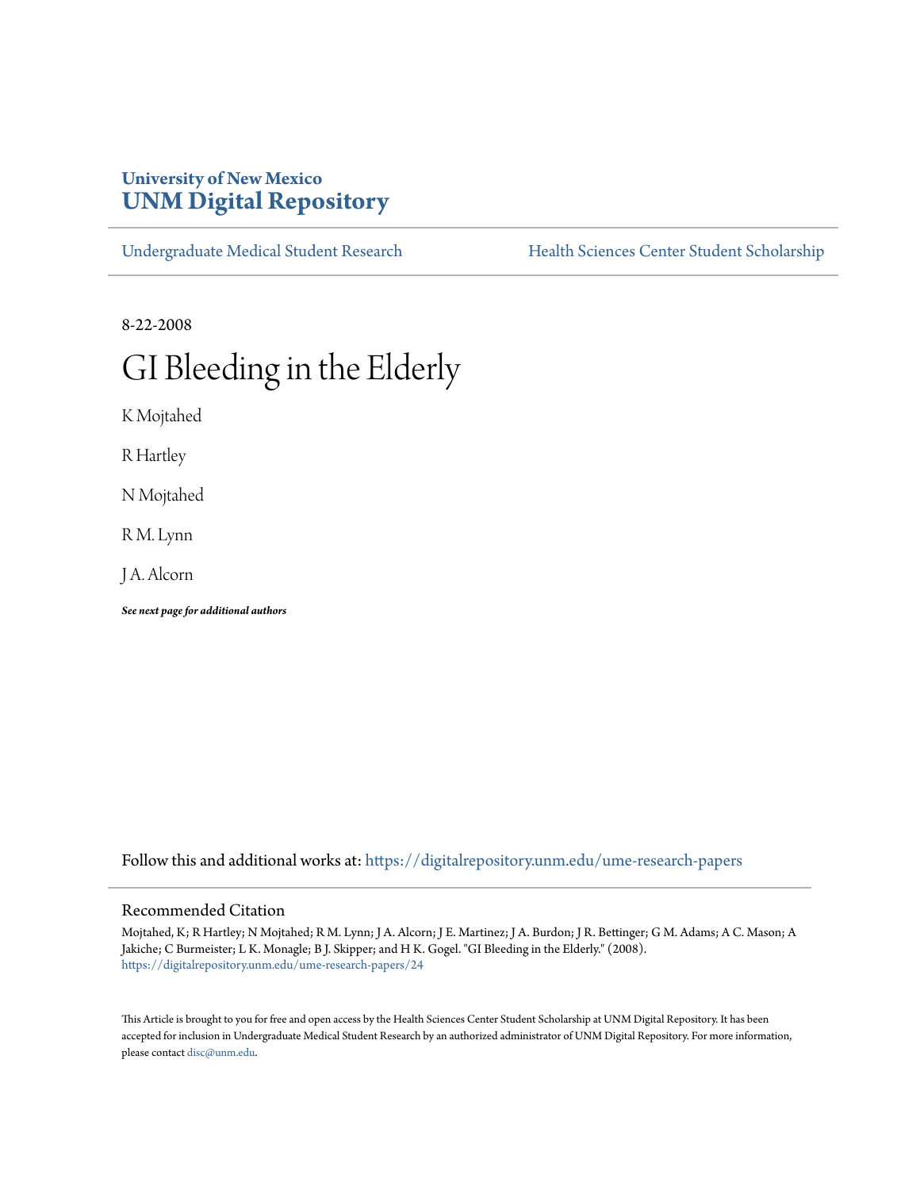University of New Mexico
**UNM Digital Repository**

Undergraduate Medical Student Research | Health Sciences Center Student Scholarship

8-22-2008

# GI Bleeding in the Elderly

K Mojtahed

R Hartley

N Mojtahed

R M. Lynn

J A. Alcorn

***See next page for additional authors***

Follow this and additional works at: https://digitalrepository.unm.edu/ume-research-papers

## Recommended Citation

Mojtahed, K; R Hartley; N Mojtahed; R M. Lynn; J A. Alcorn; J E. Martinez; J A. Burdon; J R. Bettinger; G M. Adams; A C. Mason; A Jakiche; C Burmeister; L K. Monagle; B J. Skipper; and H K. Gogel. "GI Bleeding in the Elderly." (2008). https://digitalrepository.unm.edu/ume-research-papers/24

This Article is brought to you for free and open access by the Health Sciences Center Student Scholarship at UNM Digital Repository. It has been accepted for inclusion in Undergraduate Medical Student Research by an authorized administrator of UNM Digital Repository. For more information, please contact disc@unm.edu.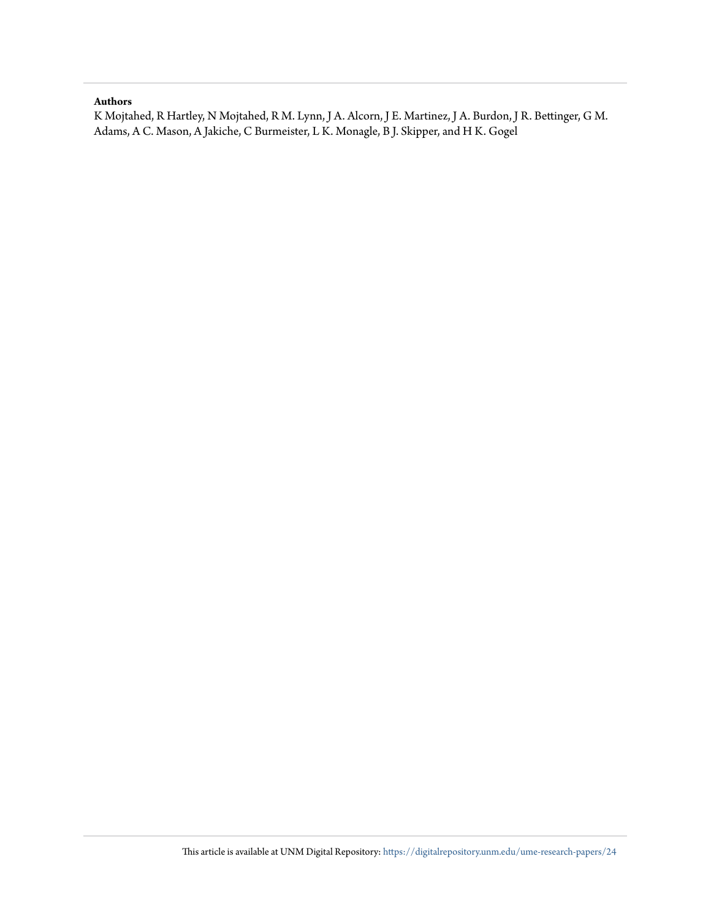**Authors**

K Mojtahed, R Hartley, N Mojtahed, R M. Lynn, J A. Alcorn, J E. Martinez, J A. Burdon, J R. Bettinger, G M. Adams, A C. Mason, A Jakiche, C Burmeister, L K. Monagle, B J. Skipper, and H K. Gogel

This article is available at UNM Digital Repository: https://digitalrepository.unm.edu/ume-research-papers/24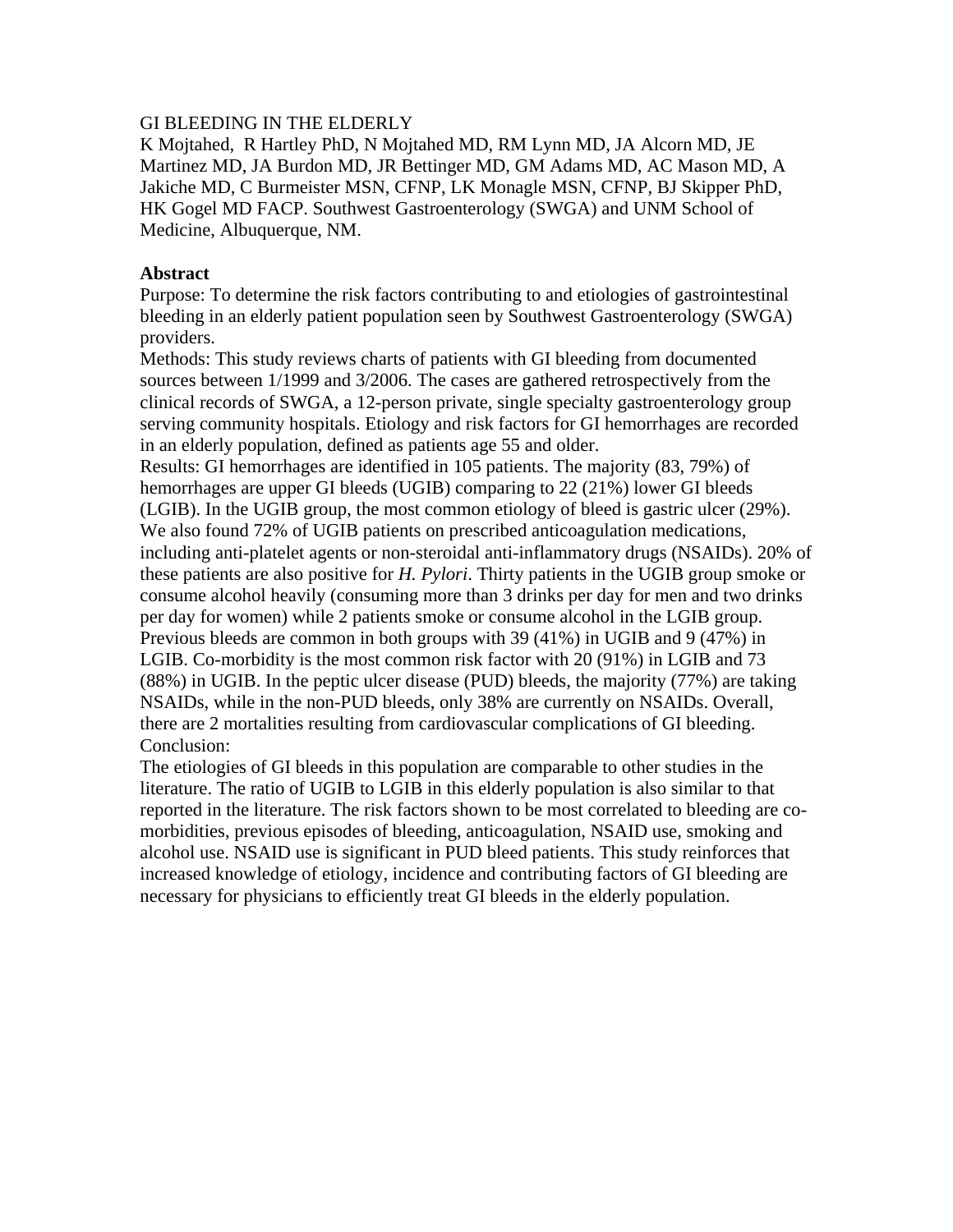GI BLEEDING IN THE ELDERLY

K Mojtahed, R Hartley PhD, N Mojtahed MD, RM Lynn MD, JA Alcorn MD, JE Martinez MD, JA Burdon MD, JR Bettinger MD, GM Adams MD, AC Mason MD, A Jakiche MD, C Burmeister MSN, CFNP, LK Monagle MSN, CFNP, BJ Skipper PhD, HK Gogel MD FACP. Southwest Gastroenterology (SWGA) and UNM School of Medicine, Albuquerque, NM.

**Abstract**

Purpose: To determine the risk factors contributing to and etiologies of gastrointestinal bleeding in an elderly patient population seen by Southwest Gastroenterology (SWGA) providers.

Methods: This study reviews charts of patients with GI bleeding from documented sources between 1/1999 and 3/2006. The cases are gathered retrospectively from the clinical records of SWGA, a 12-person private, single specialty gastroenterology group serving community hospitals. Etiology and risk factors for GI hemorrhages are recorded in an elderly population, defined as patients age 55 and older.

Results: GI hemorrhages are identified in 105 patients. The majority (83, 79%) of hemorrhages are upper GI bleeds (UGIB) comparing to 22 (21%) lower GI bleeds (LGIB). In the UGIB group, the most common etiology of bleed is gastric ulcer (29%). We also found 72% of UGIB patients on prescribed anticoagulation medications, including anti-platelet agents or non-steroidal anti-inflammatory drugs (NSAIDs). 20% of these patients are also positive for *H. Pylori*. Thirty patients in the UGIB group smoke or consume alcohol heavily (consuming more than 3 drinks per day for men and two drinks per day for women) while 2 patients smoke or consume alcohol in the LGIB group. Previous bleeds are common in both groups with 39 (41%) in UGIB and 9 (47%) in LGIB. Co-morbidity is the most common risk factor with 20 (91%) in LGIB and 73 (88%) in UGIB. In the peptic ulcer disease (PUD) bleeds, the majority (77%) are taking NSAIDs, while in the non-PUD bleeds, only 38% are currently on NSAIDs. Overall, there are 2 mortalities resulting from cardiovascular complications of GI bleeding.

Conclusion:

The etiologies of GI bleeds in this population are comparable to other studies in the literature. The ratio of UGIB to LGIB in this elderly population is also similar to that reported in the literature. The risk factors shown to be most correlated to bleeding are co-morbidities, previous episodes of bleeding, anticoagulation, NSAID use, smoking and alcohol use. NSAID use is significant in PUD bleed patients. This study reinforces that increased knowledge of etiology, incidence and contributing factors of GI bleeding are necessary for physicians to efficiently treat GI bleeds in the elderly population.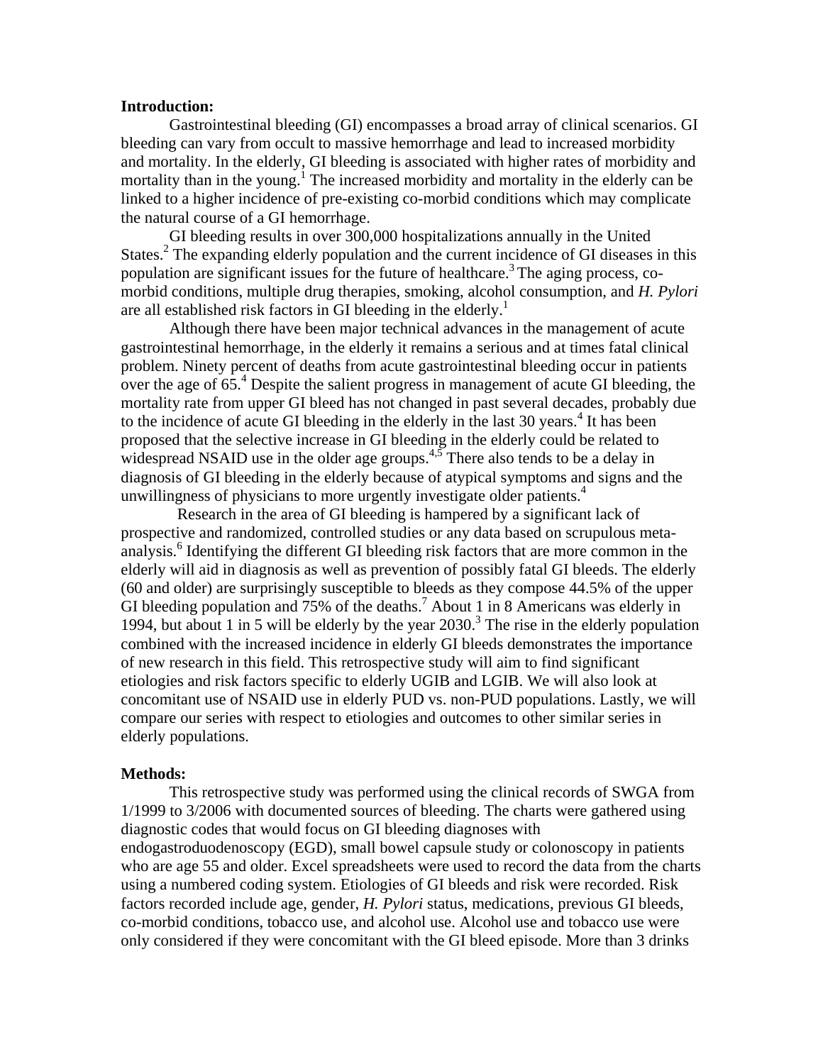**Introduction:**

Gastrointestinal bleeding (GI) encompasses a broad array of clinical scenarios. GI bleeding can vary from occult to massive hemorrhage and lead to increased morbidity and mortality. In the elderly, GI bleeding is associated with higher rates of morbidity and mortality than in the young.[1] The increased morbidity and mortality in the elderly can be linked to a higher incidence of pre-existing co-morbid conditions which may complicate the natural course of a GI hemorrhage.

GI bleeding results in over 300,000 hospitalizations annually in the United States.[2] The expanding elderly population and the current incidence of GI diseases in this population are significant issues for the future of healthcare.[3] The aging process, co-morbid conditions, multiple drug therapies, smoking, alcohol consumption, and *H. Pylori* are all established risk factors in GI bleeding in the elderly.[1]

Although there have been major technical advances in the management of acute gastrointestinal hemorrhage, in the elderly it remains a serious and at times fatal clinical problem. Ninety percent of deaths from acute gastrointestinal bleeding occur in patients over the age of 65.[4] Despite the salient progress in management of acute GI bleeding, the mortality rate from upper GI bleed has not changed in past several decades, probably due to the incidence of acute GI bleeding in the elderly in the last 30 years.[4] It has been proposed that the selective increase in GI bleeding in the elderly could be related to widespread NSAID use in the older age groups.[4,5] There also tends to be a delay in diagnosis of GI bleeding in the elderly because of atypical symptoms and signs and the unwillingness of physicians to more urgently investigate older patients.[4]

Research in the area of GI bleeding is hampered by a significant lack of prospective and randomized, controlled studies or any data based on scrupulous meta-analysis.[6] Identifying the different GI bleeding risk factors that are more common in the elderly will aid in diagnosis as well as prevention of possibly fatal GI bleeds. The elderly (60 and older) are surprisingly susceptible to bleeds as they compose 44.5% of the upper GI bleeding population and 75% of the deaths.[7] About 1 in 8 Americans was elderly in 1994, but about 1 in 5 will be elderly by the year 2030.[3] The rise in the elderly population combined with the increased incidence in elderly GI bleeds demonstrates the importance of new research in this field. This retrospective study will aim to find significant etiologies and risk factors specific to elderly UGIB and LGIB. We will also look at concomitant use of NSAID use in elderly PUD vs. non-PUD populations. Lastly, we will compare our series with respect to etiologies and outcomes to other similar series in elderly populations.

**Methods:**

This retrospective study was performed using the clinical records of SWGA from 1/1999 to 3/2006 with documented sources of bleeding. The charts were gathered using diagnostic codes that would focus on GI bleeding diagnoses with endogastroduodenoscopy (EGD), small bowel capsule study or colonoscopy in patients who are age 55 and older. Excel spreadsheets were used to record the data from the charts using a numbered coding system. Etiologies of GI bleeds and risk were recorded. Risk factors recorded include age, gender, *H. Pylori* status, medications, previous GI bleeds, co-morbid conditions, tobacco use, and alcohol use. Alcohol use and tobacco use were only considered if they were concomitant with the GI bleed episode. More than 3 drinks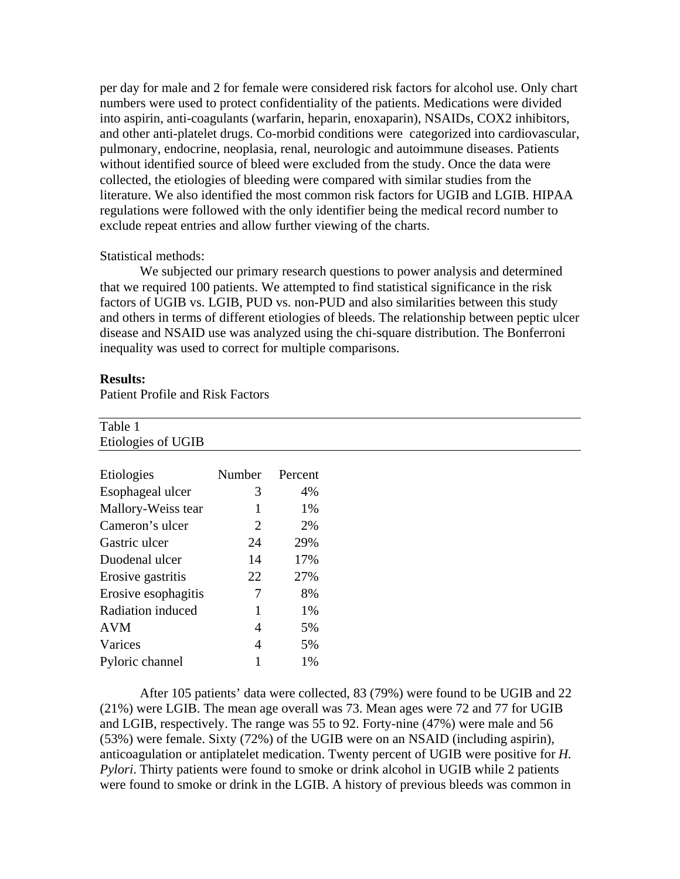per day for male and 2 for female were considered risk factors for alcohol use. Only chart numbers were used to protect confidentiality of the patients. Medications were divided into aspirin, anti-coagulants (warfarin, heparin, enoxaparin), NSAIDs, COX2 inhibitors, and other anti-platelet drugs. Co-morbid conditions were categorized into cardiovascular, pulmonary, endocrine, neoplasia, renal, neurologic and autoimmune diseases. Patients without identified source of bleed were excluded from the study. Once the data were collected, the etiologies of bleeding were compared with similar studies from the literature. We also identified the most common risk factors for UGIB and LGIB. HIPAA regulations were followed with the only identifier being the medical record number to exclude repeat entries and allow further viewing of the charts.

Statistical methods:

We subjected our primary research questions to power analysis and determined that we required 100 patients. We attempted to find statistical significance in the risk factors of UGIB vs. LGIB, PUD vs. non-PUD and also similarities between this study and others in terms of different etiologies of bleeds. The relationship between peptic ulcer disease and NSAID use was analyzed using the chi-square distribution. The Bonferroni inequality was used to correct for multiple comparisons.

**Results:**

Patient Profile and Risk Factors

Table 1
Etiologies of UGIB

| Etiologies | Number | Percent |
|---|---|---|
| Esophageal ulcer | 3 | 4% |
| Mallory-Weiss tear | 1 | 1% |
| Cameron's ulcer | 2 | 2% |
| Gastric ulcer | 24 | 29% |
| Duodenal ulcer | 14 | 17% |
| Erosive gastritis | 22 | 27% |
| Erosive esophagitis | 7 | 8% |
| Radiation induced | 1 | 1% |
| AVM | 4 | 5% |
| Varices | 4 | 5% |
| Pyloric channel | 1 | 1% |

After 105 patients' data were collected, 83 (79%) were found to be UGIB and 22 (21%) were LGIB. The mean age overall was 73. Mean ages were 72 and 77 for UGIB and LGIB, respectively. The range was 55 to 92. Forty-nine (47%) were male and 56 (53%) were female. Sixty (72%) of the UGIB were on an NSAID (including aspirin), anticoagulation or antiplatelet medication. Twenty percent of UGIB were positive for *H. Pylori*. Thirty patients were found to smoke or drink alcohol in UGIB while 2 patients were found to smoke or drink in the LGIB. A history of previous bleeds was common in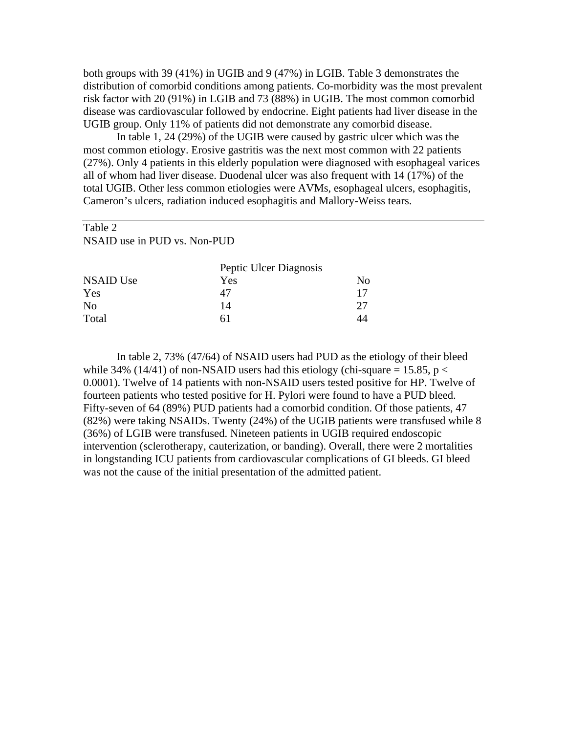both groups with 39 (41%) in UGIB and 9 (47%) in LGIB. Table 3 demonstrates the distribution of comorbid conditions among patients. Co-morbidity was the most prevalent risk factor with 20 (91%) in LGIB and 73 (88%) in UGIB. The most common comorbid disease was cardiovascular followed by endocrine. Eight patients had liver disease in the UGIB group. Only 11% of patients did not demonstrate any comorbid disease.

In table 1, 24 (29%) of the UGIB were caused by gastric ulcer which was the most common etiology. Erosive gastritis was the next most common with 22 patients (27%). Only 4 patients in this elderly population were diagnosed with esophageal varices all of whom had liver disease. Duodenal ulcer was also frequent with 14 (17%) of the total UGIB. Other less common etiologies were AVMs, esophageal ulcers, esophagitis, Cameron's ulcers, radiation induced esophagitis and Mallory-Weiss tears.

Table 2
NSAID use in PUD vs. Non-PUD

| | Peptic Ulcer Diagnosis | |
|---|---|---|
| NSAID Use | Yes | No |
| Yes | 47 | 17 |
| No | 14 | 27 |
| Total | 61 | 44 |

In table 2, 73% (47/64) of NSAID users had PUD as the etiology of their bleed while 34% (14/41) of non-NSAID users had this etiology (chi-square = 15.85, $p < 0.0001$). Twelve of 14 patients with non-NSAID users tested positive for HP. Twelve of fourteen patients who tested positive for H. Pylori were found to have a PUD bleed. Fifty-seven of 64 (89%) PUD patients had a comorbid condition. Of those patients, 47 (82%) were taking NSAIDs. Twenty (24%) of the UGIB patients were transfused while 8 (36%) of LGIB were transfused. Nineteen patients in UGIB required endoscopic intervention (sclerotherapy, cauterization, or banding). Overall, there were 2 mortalities in longstanding ICU patients from cardiovascular complications of GI bleeds. GI bleed was not the cause of the initial presentation of the admitted patient.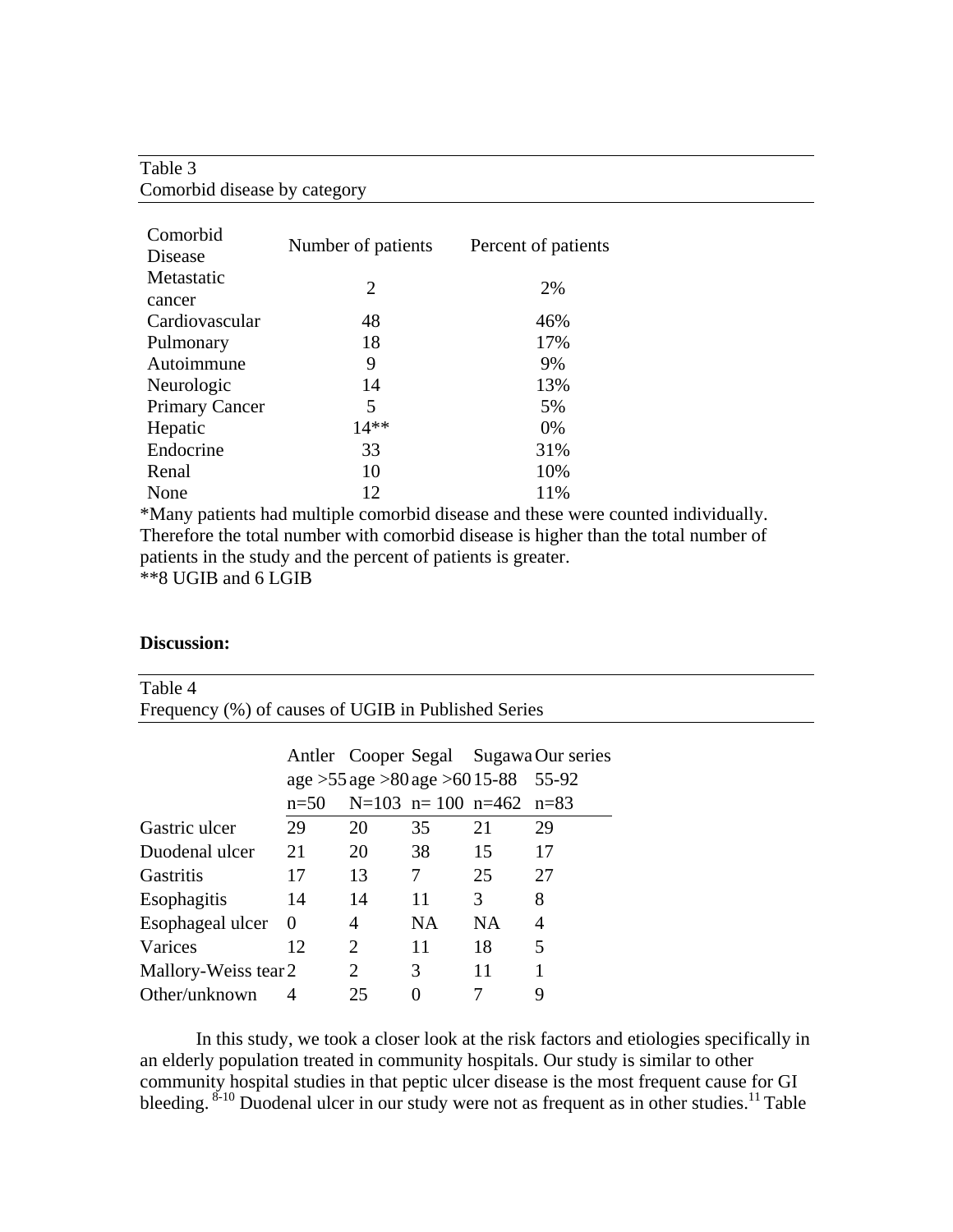Table 3
Comorbid disease by category

| Comorbid Disease | Number of patients | Percent of patients |
|---|---|---|
| Metastatic cancer | 2 | 2% |
| Cardiovascular | 48 | 46% |
| Pulmonary | 18 | 17% |
| Autoimmune | 9 | 9% |
| Neurologic | 14 | 13% |
| Primary Cancer | 5 | 5% |
| Hepatic | 14** | 0% |
| Endocrine | 33 | 31% |
| Renal | 10 | 10% |
| None | 12 | 11% |

*Many patients had multiple comorbid disease and these were counted individually. Therefore the total number with comorbid disease is higher than the total number of patients in the study and the percent of patients is greater.
**8 UGIB and 6 LGIB

**Discussion:**

Table 4
Frequency (%) of causes of UGIB in Published Series

| | Antler age >55 n=50 | Cooper age >80 N=103 | Segal age >60 n= 100 | Sugawa 15-88 n=462 | Our series 55-92 n=83 |
|---|---|---|---|---|---|
| Gastric ulcer | 29 | 20 | 35 | 21 | 29 |
| Duodenal ulcer | 21 | 20 | 38 | 15 | 17 |
| Gastritis | 17 | 13 | 7 | 25 | 27 |
| Esophagitis | 14 | 14 | 11 | 3 | 8 |
| Esophageal ulcer | 0 | 4 | NA | NA | 4 |
| Varices | 12 | 2 | 11 | 18 | 5 |
| Mallory-Weiss tear | 2 | 2 | 3 | 11 | 1 |
| Other/unknown | 4 | 25 | 0 | 7 | 9 |

In this study, we took a closer look at the risk factors and etiologies specifically in an elderly population treated in community hospitals. Our study is similar to other community hospital studies in that peptic ulcer disease is the most frequent cause for GI bleeding.[8-10] Duodenal ulcer in our study were not as frequent as in other studies.[11] Table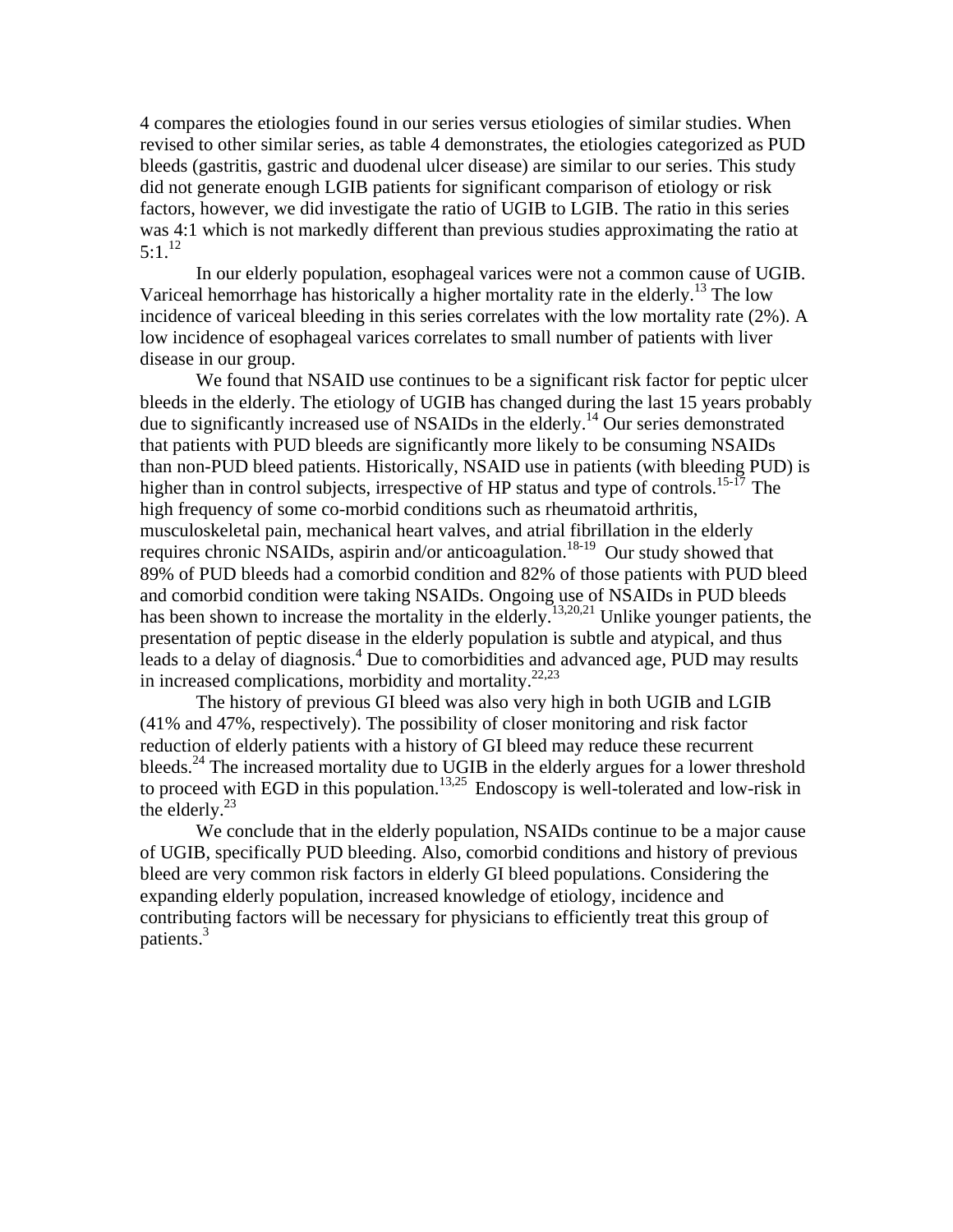4 compares the etiologies found in our series versus etiologies of similar studies. When revised to other similar series, as table 4 demonstrates, the etiologies categorized as PUD bleeds (gastritis, gastric and duodenal ulcer disease) are similar to our series. This study did not generate enough LGIB patients for significant comparison of etiology or risk factors, however, we did investigate the ratio of UGIB to LGIB. The ratio in this series was 4:1 which is not markedly different than previous studies approximating the ratio at 5:1.[12]

In our elderly population, esophageal varices were not a common cause of UGIB. Variceal hemorrhage has historically a higher mortality rate in the elderly.[13] The low incidence of variceal bleeding in this series correlates with the low mortality rate (2%). A low incidence of esophageal varices correlates to small number of patients with liver disease in our group.

We found that NSAID use continues to be a significant risk factor for peptic ulcer bleeds in the elderly. The etiology of UGIB has changed during the last 15 years probably due to significantly increased use of NSAIDs in the elderly.[14] Our series demonstrated that patients with PUD bleeds are significantly more likely to be consuming NSAIDs than non-PUD bleed patients. Historically, NSAID use in patients (with bleeding PUD) is higher than in control subjects, irrespective of HP status and type of controls.[15-17] The high frequency of some co-morbid conditions such as rheumatoid arthritis, musculoskeletal pain, mechanical heart valves, and atrial fibrillation in the elderly requires chronic NSAIDs, aspirin and/or anticoagulation.[18-19] Our study showed that 89% of PUD bleeds had a comorbid condition and 82% of those patients with PUD bleed and comorbid condition were taking NSAIDs. Ongoing use of NSAIDs in PUD bleeds has been shown to increase the mortality in the elderly.[13,20,21] Unlike younger patients, the presentation of peptic disease in the elderly population is subtle and atypical, and thus leads to a delay of diagnosis.[4] Due to comorbidities and advanced age, PUD may results in increased complications, morbidity and mortality.[22,23]

The history of previous GI bleed was also very high in both UGIB and LGIB (41% and 47%, respectively). The possibility of closer monitoring and risk factor reduction of elderly patients with a history of GI bleed may reduce these recurrent bleeds.[24] The increased mortality due to UGIB in the elderly argues for a lower threshold to proceed with EGD in this population.[13,25] Endoscopy is well-tolerated and low-risk in the elderly.[23]

We conclude that in the elderly population, NSAIDs continue to be a major cause of UGIB, specifically PUD bleeding. Also, comorbid conditions and history of previous bleed are very common risk factors in elderly GI bleed populations. Considering the expanding elderly population, increased knowledge of etiology, incidence and contributing factors will be necessary for physicians to efficiently treat this group of patients.[3]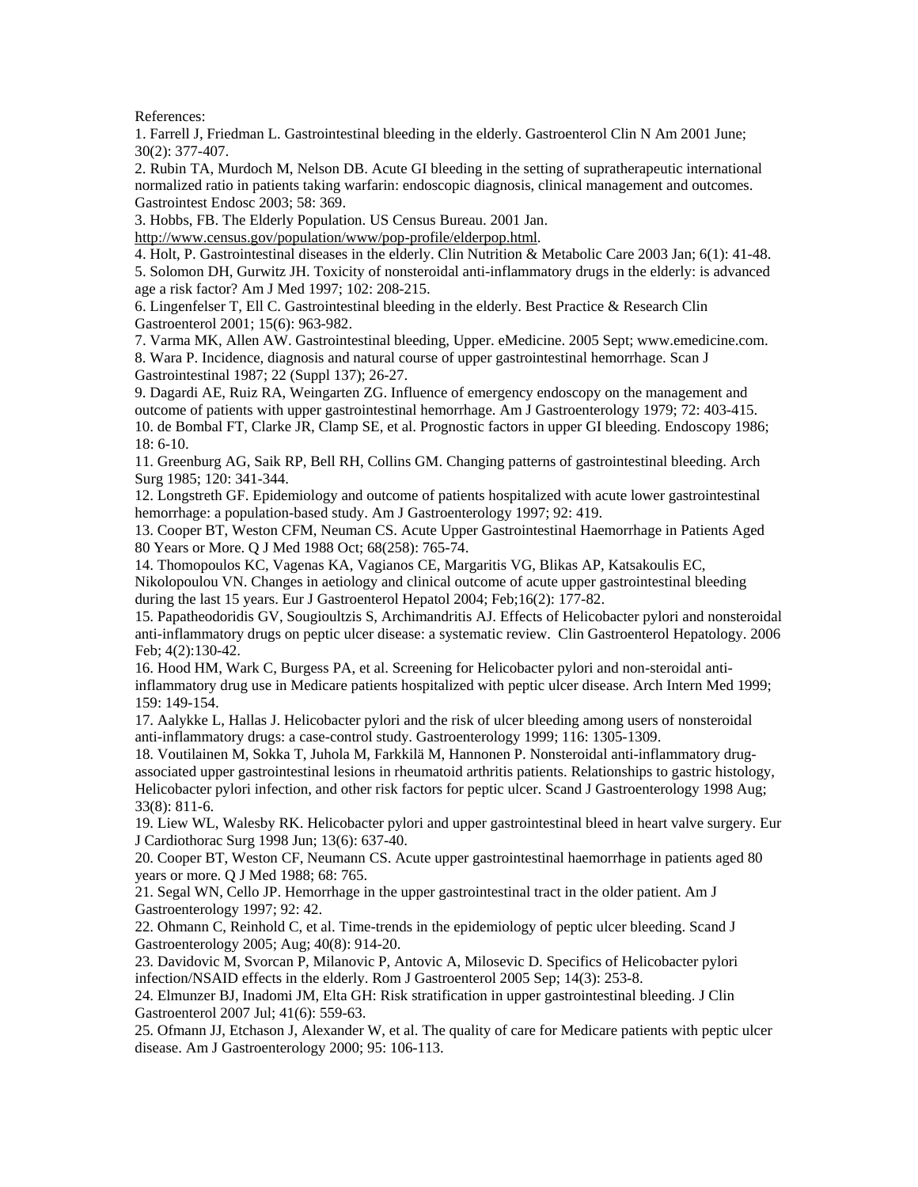References:

1. Farrell J, Friedman L. Gastrointestinal bleeding in the elderly. Gastroenterol Clin N Am 2001 June; 30(2): 377-407.
2. Rubin TA, Murdoch M, Nelson DB. Acute GI bleeding in the setting of supratherapeutic international normalized ratio in patients taking warfarin: endoscopic diagnosis, clinical management and outcomes. Gastrointest Endosc 2003; 58: 369.
3. Hobbs, FB. The Elderly Population. US Census Bureau. 2001 Jan. http://www.census.gov/population/www/pop-profile/elderpop.html.
4. Holt, P. Gastrointestinal diseases in the elderly. Clin Nutrition & Metabolic Care 2003 Jan; 6(1): 41-48.
5. Solomon DH, Gurwitz JH. Toxicity of nonsteroidal anti-inflammatory drugs in the elderly: is advanced age a risk factor? Am J Med 1997; 102: 208-215.
6. Lingenfelser T, Ell C. Gastrointestinal bleeding in the elderly. Best Practice & Research Clin Gastroenterol 2001; 15(6): 963-982.
7. Varma MK, Allen AW. Gastrointestinal bleeding, Upper. eMedicine. 2005 Sept; www.emedicine.com.
8. Wara P. Incidence, diagnosis and natural course of upper gastrointestinal hemorrhage. Scan J Gastrointestinal 1987; 22 (Suppl 137); 26-27.
9. Dagardi AE, Ruiz RA, Weingarten ZG. Influence of emergency endoscopy on the management and outcome of patients with upper gastrointestinal hemorrhage. Am J Gastroenterology 1979; 72: 403-415.
10. de Bombal FT, Clarke JR, Clamp SE, et al. Prognostic factors in upper GI bleeding. Endoscopy 1986; 18: 6-10.
11. Greenburg AG, Saik RP, Bell RH, Collins GM. Changing patterns of gastrointestinal bleeding. Arch Surg 1985; 120: 341-344.
12. Longstreth GF. Epidemiology and outcome of patients hospitalized with acute lower gastrointestinal hemorrhage: a population-based study. Am J Gastroenterology 1997; 92: 419.
13. Cooper BT, Weston CFM, Neuman CS. Acute Upper Gastrointestinal Haemorrhage in Patients Aged 80 Years or More. Q J Med 1988 Oct; 68(258): 765-74.
14. Thomopoulos KC, Vagenas KA, Vagianos CE, Margaritis VG, Blikas AP, Katsakoulis EC, Nikolopoulou VN. Changes in aetiology and clinical outcome of acute upper gastrointestinal bleeding during the last 15 years. Eur J Gastroenterol Hepatol 2004; Feb;16(2): 177-82.
15. Papatheodoridis GV, Sougioultzis S, Archimandritis AJ. Effects of Helicobacter pylori and nonsteroidal anti-inflammatory drugs on peptic ulcer disease: a systematic review. Clin Gastroenterol Hepatology. 2006 Feb; 4(2):130-42.
16. Hood HM, Wark C, Burgess PA, et al. Screening for Helicobacter pylori and non-steroidal anti-inflammatory drug use in Medicare patients hospitalized with peptic ulcer disease. Arch Intern Med 1999; 159: 149-154.
17. Aalykke L, Hallas J. Helicobacter pylori and the risk of ulcer bleeding among users of nonsteroidal anti-inflammatory drugs: a case-control study. Gastroenterology 1999; 116: 1305-1309.
18. Voutilainen M, Sokka T, Juhola M, Farkkilä M, Hannonen P. Nonsteroidal anti-inflammatory drug-associated upper gastrointestinal lesions in rheumatoid arthritis patients. Relationships to gastric histology, Helicobacter pylori infection, and other risk factors for peptic ulcer. Scand J Gastroenterology 1998 Aug; 33(8): 811-6.
19. Liew WL, Walesby RK. Helicobacter pylori and upper gastrointestinal bleed in heart valve surgery. Eur J Cardiothorac Surg 1998 Jun; 13(6): 637-40.
20. Cooper BT, Weston CF, Neumann CS. Acute upper gastrointestinal haemorrhage in patients aged 80 years or more. Q J Med 1988; 68: 765.
21. Segal WN, Cello JP. Hemorrhage in the upper gastrointestinal tract in the older patient. Am J Gastroenterology 1997; 92: 42.
22. Ohmann C, Reinhold C, et al. Time-trends in the epidemiology of peptic ulcer bleeding. Scand J Gastroenterology 2005; Aug; 40(8): 914-20.
23. Davidovic M, Svorcan P, Milanovic P, Antovic A, Milosevic D. Specifics of Helicobacter pylori infection/NSAID effects in the elderly. Rom J Gastroenterol 2005 Sep; 14(3): 253-8.
24. Elmunzer BJ, Inadomi JM, Elta GH: Risk stratification in upper gastrointestinal bleeding. J Clin Gastroenterol 2007 Jul; 41(6): 559-63.
25. Ofmann JJ, Etchason J, Alexander W, et al. The quality of care for Medicare patients with peptic ulcer disease. Am J Gastroenterology 2000; 95: 106-113.